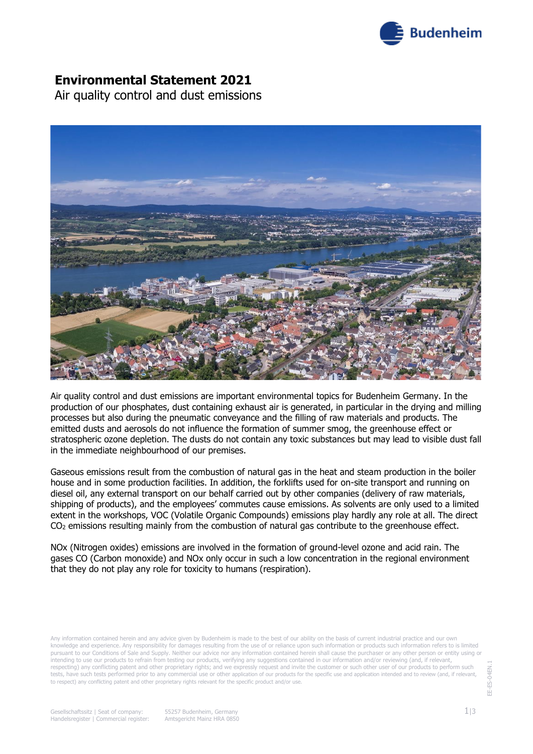# Environmental Statement 2021

Air quality control and dust emissions

Air quality control and dust emissions are important environmental topics for Budenheim Germany. In the production of our phosphates, dust containing exhaust air is generated, in particular in the drying and milling processes but also during the pneumatic conveyance and the filling of raw materials and products. The emitted dusts and aerosols do not influence the formation of summer smog, the greenhouse effect or stratospheric ozone depletion. The dusts do not contain any toxic substances but may lead to visible dust fall in the immediate neighbourhood of our premises.

Gaseous emissions result from the combustion of natural gas in the heat and steam production in the boiler house and in some production facilities. In addition, the forklifts used for on-site transport and running on diesel oil, any external transport on our behalf carried out by other companies (delivery of raw materials, shipping of products), and the employees' commutes cause emissions. As solvents are only used to a limited extent in the workshops, VOC (Volatile Organic Compounds) emissions play hardly any role at all. The direct $CO_2$ emissions resulting mainly from the combustion of natural gas contribute to the greenhouse effect.

NOx (Nitrogen oxides) emissions are involved in the formation of ground-level ozone and acid rain. The gases CO (Carbon monoxide) and NOx only occur in such a low concentration in the regional environment that they do not play any role for toxicity to humans (respiration).

Any information contained herein and any advice given by Budenheim is made to the best of our ability on the basis of current industrial practice and our own knowledge and experience. Any responsibility for damages resulting from the use of or reliance upon such information or products such information refers to is limited pursuant to our Conditions of Sale and Supply. Neither our advice nor any information contained herein shall cause the purchaser or any other person or entity using or intending to use our products to refrain from testing our products, verifying any suggestions contained in our information and/or reviewing (and, if relevant, respecting) any conflicting patent and other proprietary rights; and we expressly request and invite the customer or such other user of our products to perform such tests, have such tests performed prior to any commercial use or other application of our products for the specific use and application intended and to review (and, if relevant, to respect) any conflicting patent and other proprietary rights relevant for the specific product and/or use.

Gesellschaftssitz | Seat of company: 55257 Budenheim, Germany
Handelsregister | Commercial register: Amtsgericht Mainz HRA 0850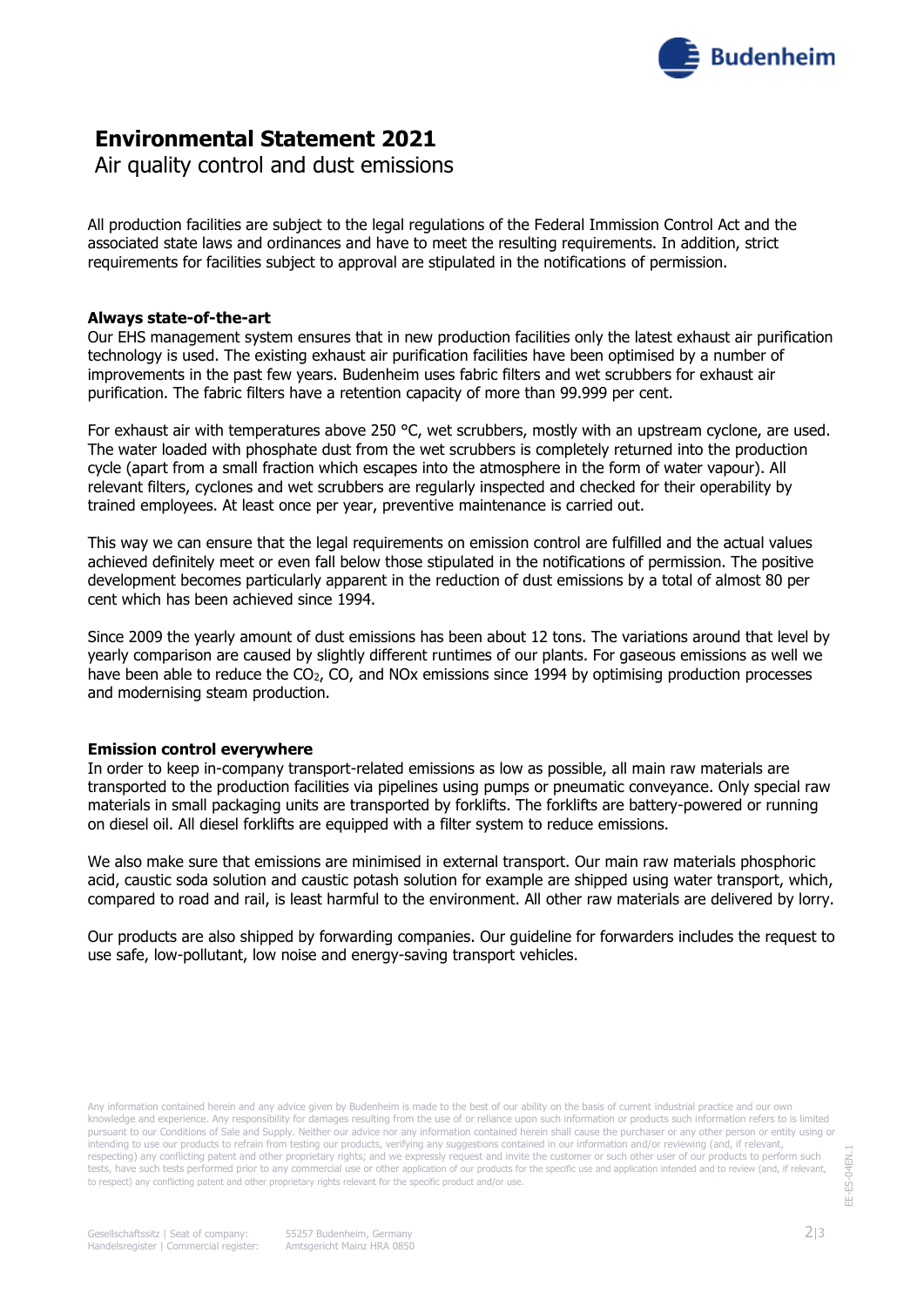# Environmental Statement 2021

Air quality control and dust emissions

All production facilities are subject to the legal regulations of the Federal Immission Control Act and the associated state laws and ordinances and have to meet the resulting requirements. In addition, strict requirements for facilities subject to approval are stipulated in the notifications of permission.

**Always state-of-the-art**

Our EHS management system ensures that in new production facilities only the latest exhaust air purification technology is used. The existing exhaust air purification facilities have been optimised by a number of improvements in the past few years. Budenheim uses fabric filters and wet scrubbers for exhaust air purification. The fabric filters have a retention capacity of more than 99.999 per cent.

For exhaust air with temperatures above 250 °C, wet scrubbers, mostly with an upstream cyclone, are used. The water loaded with phosphate dust from the wet scrubbers is completely returned into the production cycle (apart from a small fraction which escapes into the atmosphere in the form of water vapour). All relevant filters, cyclones and wet scrubbers are regularly inspected and checked for their operability by trained employees. At least once per year, preventive maintenance is carried out.

This way we can ensure that the legal requirements on emission control are fulfilled and the actual values achieved definitely meet or even fall below those stipulated in the notifications of permission. The positive development becomes particularly apparent in the reduction of dust emissions by a total of almost 80 per cent which has been achieved since 1994.

Since 2009 the yearly amount of dust emissions has been about 12 tons. The variations around that level by yearly comparison are caused by slightly different runtimes of our plants. For gaseous emissions as well we have been able to reduce the $CO_2$, CO, and NOx emissions since 1994 by optimising production processes and modernising steam production.

**Emission control everywhere**

In order to keep in-company transport-related emissions as low as possible, all main raw materials are transported to the production facilities via pipelines using pumps or pneumatic conveyance. Only special raw materials in small packaging units are transported by forklifts. The forklifts are battery-powered or running on diesel oil. All diesel forklifts are equipped with a filter system to reduce emissions.

We also make sure that emissions are minimised in external transport. Our main raw materials phosphoric acid, caustic soda solution and caustic potash solution for example are shipped using water transport, which, compared to road and rail, is least harmful to the environment. All other raw materials are delivered by lorry.

Our products are also shipped by forwarding companies. Our guideline for forwarders includes the request to use safe, low-pollutant, low noise and energy-saving transport vehicles.

Any information contained herein and any advice given by Budenheim is made to the best of our ability on the basis of current industrial practice and our own knowledge and experience. Any responsibility for damages resulting from the use of or reliance upon such information or products such information refers to is limited pursuant to our Conditions of Sale and Supply. Neither our advice nor any information contained herein shall cause the purchaser or any other person or entity using or intending to use our products to refrain from testing our products, verifying any suggestions contained in our information and/or reviewing (and, if relevant, respecting) any conflicting patent and other proprietary rights; and we expressly request and invite the customer or such other user of our products to perform such tests, have such tests performed prior to any commercial use or other application of our products for the specific use and application intended and to review (and, if relevant, to respect) any conflicting patent and other proprietary rights relevant for the specific product and/or use.

Gesellschaftssitz | Seat of company: 55257 Budenheim, Germany
Handelsregister | Commercial register: Amtsgericht Mainz HRA 0850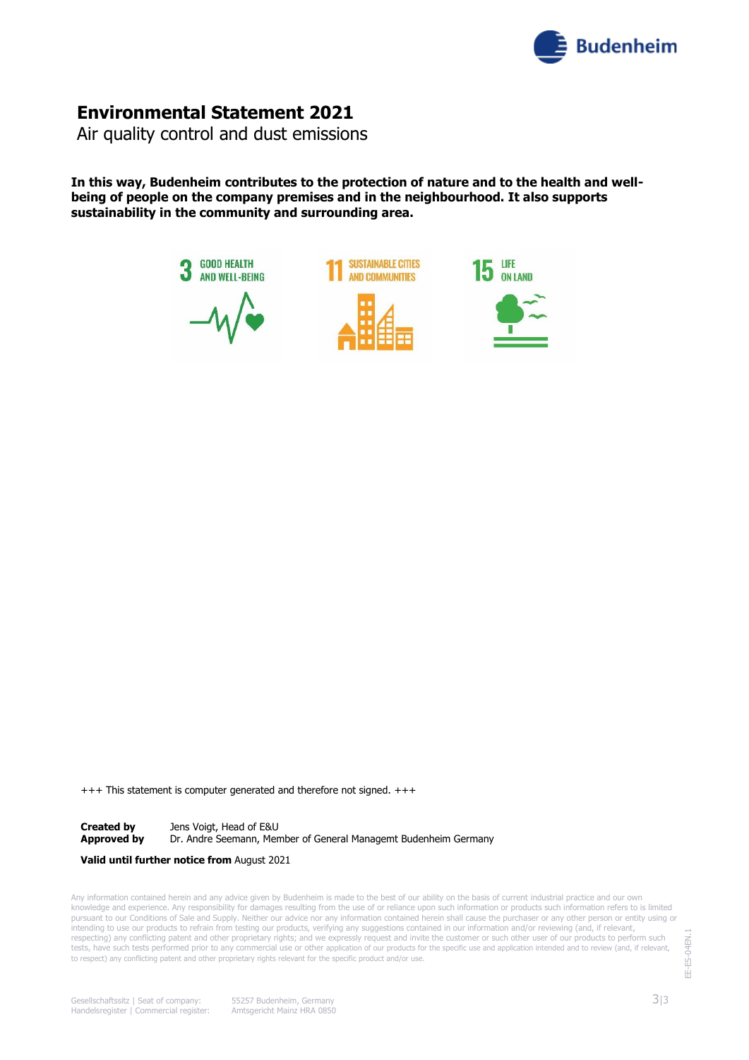# Environmental Statement 2021

Air quality control and dust emissions

**In this way, Budenheim contributes to the protection of nature and to the health and well-being of people on the company premises and in the neighbourhood. It also supports sustainability in the community and surrounding area.**

3 GOOD HEALTH AND WELL-BEING

11 SUSTAINABLE CITIES AND COMMUNITIES

15 LIFE ON LAND

+++ This statement is computer generated and therefore not signed. +++

**Created by** Jens Voigt, Head of E&U
**Approved by** Dr. Andre Seemann, Member of General Managemt Budenheim Germany

**Valid until further notice from** August 2021

Any information contained herein and any advice given by Budenheim is made to the best of our ability on the basis of current industrial practice and our own knowledge and experience. Any responsibility for damages resulting from the use of or reliance upon such information or products such information refers to is limited pursuant to our Conditions of Sale and Supply. Neither our advice nor any information contained herein shall cause the purchaser or any other person or entity using or intending to use our products to refrain from testing our products, verifying any suggestions contained in our information and/or reviewing (and, if relevant, respecting) any conflicting patent and other proprietary rights; and we expressly request and invite the customer or such other user of our products to perform such tests, have such tests performed prior to any commercial use or other application of our products for the specific use and application intended and to review (and, if relevant, to respect) any conflicting patent and other proprietary rights relevant for the specific product and/or use.

Gesellschaftssitz | Seat of company: 55257 Budenheim, Germany
Handelsregister | Commercial register: Amtsgericht Mainz HRA 0850

EE-ES-04EN.1